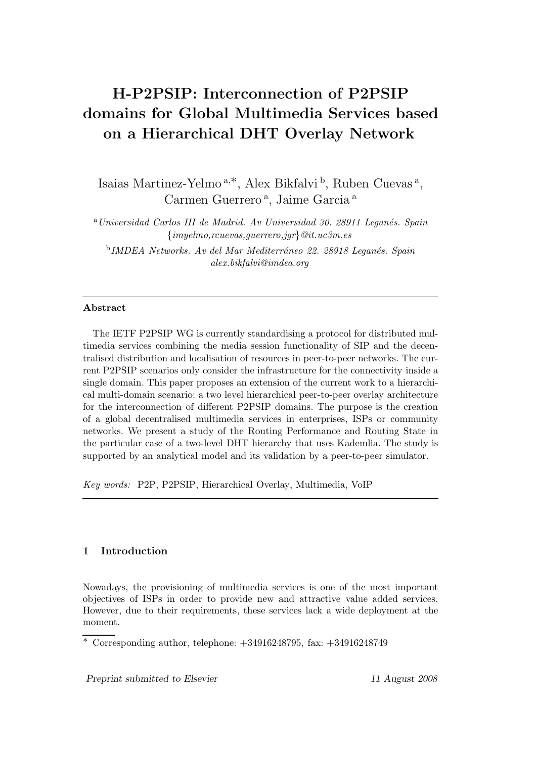# H-P2PSIP: Interconnection of P2PSIP domains for Global Multimedia Services based on a Hierarchical DHT Overlay Network

Isaias Martinez-Yelmo [a,*], Alex Bikfalvi [b], Ruben Cuevas [a], Carmen Guerrero [a], Jaime Garcia [a]

[a] *Universidad Carlos III de Madrid. Av Universidad 30. 28911 Leganés. Spain*
*{imyelmo,rcuevas,guerrero,jgr}@it.uc3m.es*

[b] *IMDEA Networks. Av del Mar Mediterráneo 22. 28918 Leganés. Spain*
*alex.bikfalvi@imdea.org*

---

**Abstract**

The IETF P2PSIP WG is currently standardising a protocol for distributed multimedia services combining the media session functionality of SIP and the decentralised distribution and localisation of resources in peer-to-peer networks. The current P2PSIP scenarios only consider the infrastructure for the connectivity inside a single domain. This paper proposes an extension of the current work to a hierarchical multi-domain scenario: a two level hierarchical peer-to-peer overlay architecture for the interconnection of different P2PSIP domains. The purpose is the creation of a global decentralised multimedia services in enterprises, ISPs or community networks. We present a study of the Routing Performance and Routing State in the particular case of a two-level DHT hierarchy that uses Kademlia. The study is supported by an analytical model and its validation by a peer-to-peer simulator.

*Key words:* P2P, P2PSIP, Hierarchical Overlay, Multimedia, VoIP

---

## 1 Introduction

Nowadays, the provisioning of multimedia services is one of the most important objectives of ISPs in order to provide new and attractive value added services. However, due to their requirements, these services lack a wide deployment at the moment.

* Corresponding author, telephone: +34916248795, fax: +34916248749

*Preprint submitted to Elsevier* 11 August 2008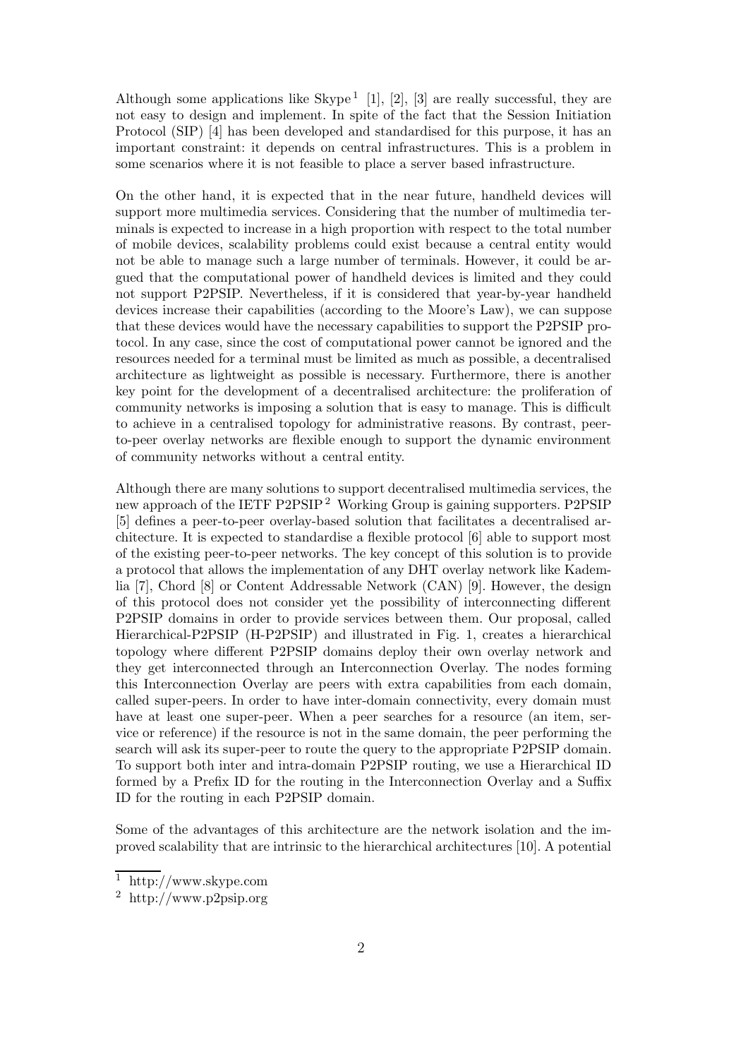Although some applications like Skype [1] [1], [2], [3] are really successful, they are not easy to design and implement. In spite of the fact that the Session Initiation Protocol (SIP) [4] has been developed and standardised for this purpose, it has an important constraint: it depends on central infrastructures. This is a problem in some scenarios where it is not feasible to place a server based infrastructure.

On the other hand, it is expected that in the near future, handheld devices will support more multimedia services. Considering that the number of multimedia terminals is expected to increase in a high proportion with respect to the total number of mobile devices, scalability problems could exist because a central entity would not be able to manage such a large number of terminals. However, it could be argued that the computational power of handheld devices is limited and they could not support P2PSIP. Nevertheless, if it is considered that year-by-year handheld devices increase their capabilities (according to the Moore's Law), we can suppose that these devices would have the necessary capabilities to support the P2PSIP protocol. In any case, since the cost of computational power cannot be ignored and the resources needed for a terminal must be limited as much as possible, a decentralised architecture as lightweight as possible is necessary. Furthermore, there is another key point for the development of a decentralised architecture: the proliferation of community networks is imposing a solution that is easy to manage. This is difficult to achieve in a centralised topology for administrative reasons. By contrast, peer-to-peer overlay networks are flexible enough to support the dynamic environment of community networks without a central entity.

Although there are many solutions to support decentralised multimedia services, the new approach of the IETF P2PSIP [2] Working Group is gaining supporters. P2PSIP [5] defines a peer-to-peer overlay-based solution that facilitates a decentralised architecture. It is expected to standardise a flexible protocol [6] able to support most of the existing peer-to-peer networks. The key concept of this solution is to provide a protocol that allows the implementation of any DHT overlay network like Kademlia [7], Chord [8] or Content Addressable Network (CAN) [9]. However, the design of this protocol does not consider yet the possibility of interconnecting different P2PSIP domains in order to provide services between them. Our proposal, called Hierarchical-P2PSIP (H-P2PSIP) and illustrated in Fig. 1, creates a hierarchical topology where different P2PSIP domains deploy their own overlay network and they get interconnected through an Interconnection Overlay. The nodes forming this Interconnection Overlay are peers with extra capabilities from each domain, called super-peers. In order to have inter-domain connectivity, every domain must have at least one super-peer. When a peer searches for a resource (an item, service or reference) if the resource is not in the same domain, the peer performing the search will ask its super-peer to route the query to the appropriate P2PSIP domain. To support both inter and intra-domain P2PSIP routing, we use a Hierarchical ID formed by a Prefix ID for the routing in the Interconnection Overlay and a Suffix ID for the routing in each P2PSIP domain.

Some of the advantages of this architecture are the network isolation and the improved scalability that are intrinsic to the hierarchical architectures [10]. A potential

[1] http://www.skype.com

[2] http://www.p2psip.org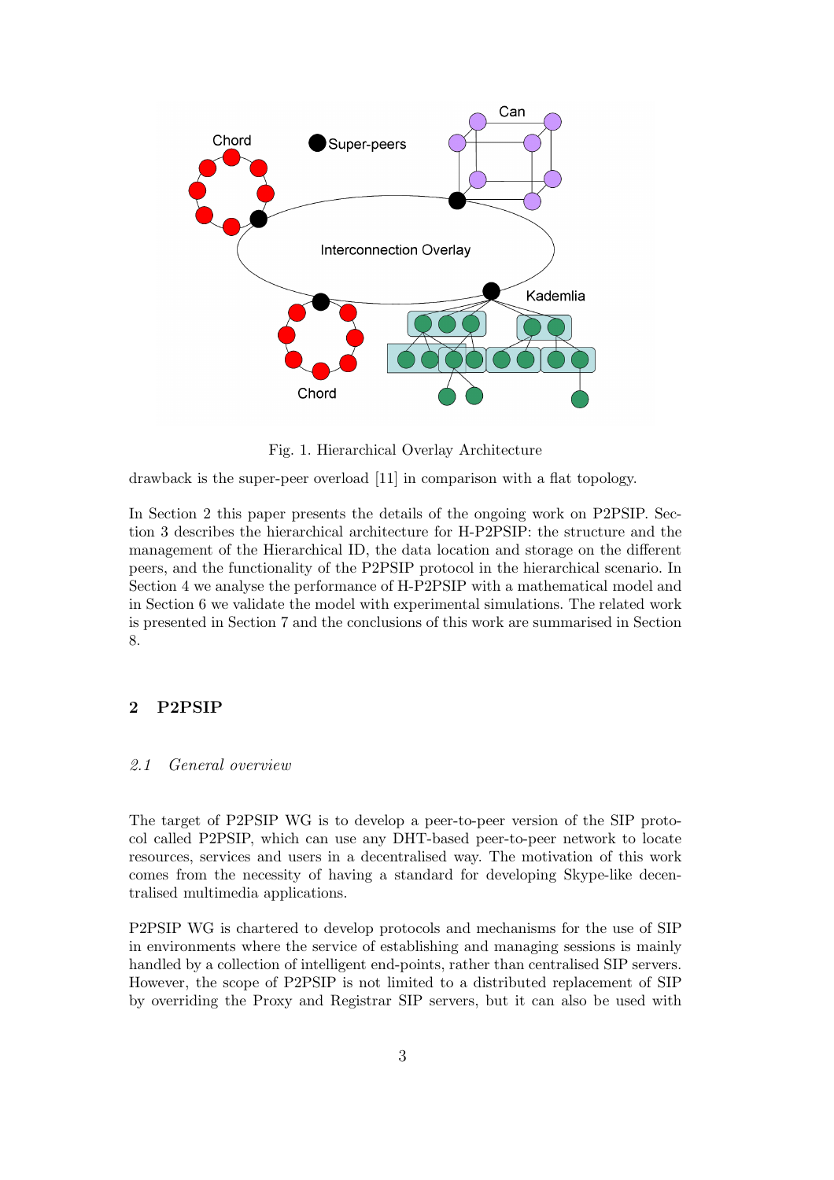Fig. 1. Hierarchical Overlay Architecture

drawback is the super-peer overload [11] in comparison with a flat topology.

In Section 2 this paper presents the details of the ongoing work on P2PSIP. Section 3 describes the hierarchical architecture for H-P2PSIP: the structure and the management of the Hierarchical ID, the data location and storage on the different peers, and the functionality of the P2PSIP protocol in the hierarchical scenario. In Section 4 we analyse the performance of H-P2PSIP with a mathematical model and in Section 6 we validate the model with experimental simulations. The related work is presented in Section 7 and the conclusions of this work are summarised in Section 8.

## 2 P2PSIP

### *2.1 General overview*

The target of P2PSIP WG is to develop a peer-to-peer version of the SIP protocol called P2PSIP, which can use any DHT-based peer-to-peer network to locate resources, services and users in a decentralised way. The motivation of this work comes from the necessity of having a standard for developing Skype-like decentralised multimedia applications.

P2PSIP WG is chartered to develop protocols and mechanisms for the use of SIP in environments where the service of establishing and managing sessions is mainly handled by a collection of intelligent end-points, rather than centralised SIP servers. However, the scope of P2PSIP is not limited to a distributed replacement of SIP by overriding the Proxy and Registrar SIP servers, but it can also be used with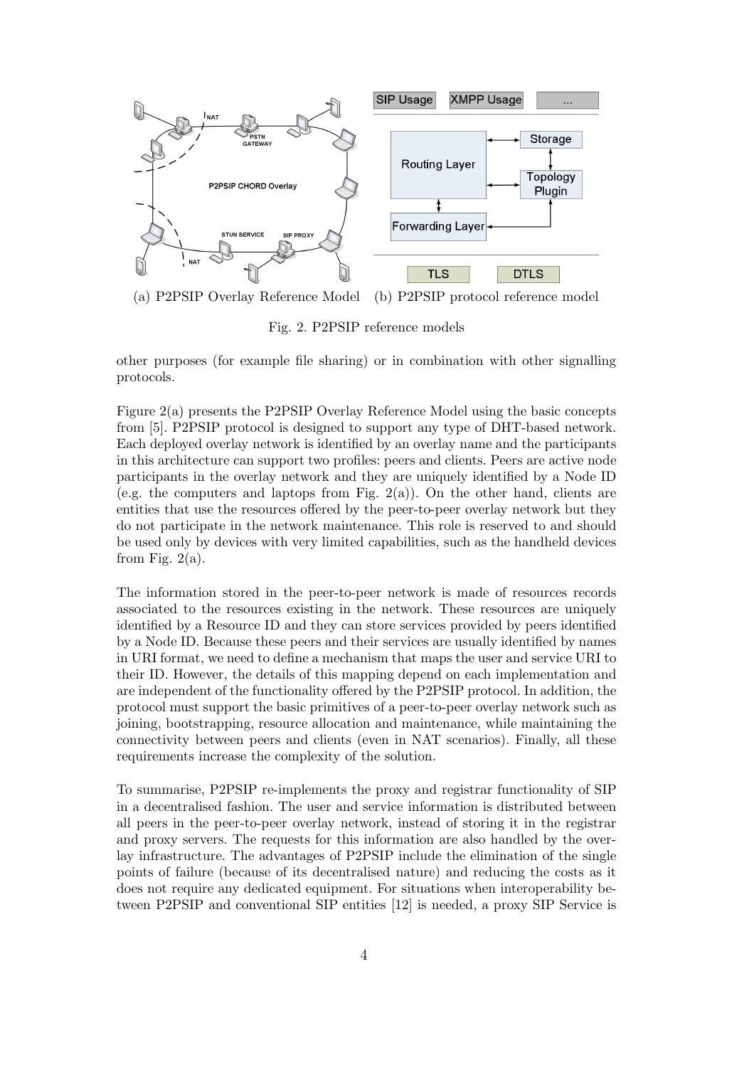(a) P2PSIP Overlay Reference Model (b) P2PSIP protocol reference model

Fig. 2. P2PSIP reference models

other purposes (for example file sharing) or in combination with other signalling protocols.

Figure 2(a) presents the P2PSIP Overlay Reference Model using the basic concepts from [5]. P2PSIP protocol is designed to support any type of DHT-based network. Each deployed overlay network is identified by an overlay name and the participants in this architecture can support two profiles: peers and clients. Peers are active node participants in the overlay network and they are uniquely identified by a Node ID (e.g. the computers and laptops from Fig. 2(a)). On the other hand, clients are entities that use the resources offered by the peer-to-peer overlay network but they do not participate in the network maintenance. This role is reserved to and should be used only by devices with very limited capabilities, such as the handheld devices from Fig. 2(a).

The information stored in the peer-to-peer network is made of resources records associated to the resources existing in the network. These resources are uniquely identified by a Resource ID and they can store services provided by peers identified by a Node ID. Because these peers and their services are usually identified by names in URI format, we need to define a mechanism that maps the user and service URI to their ID. However, the details of this mapping depend on each implementation and are independent of the functionality offered by the P2PSIP protocol. In addition, the protocol must support the basic primitives of a peer-to-peer overlay network such as joining, bootstrapping, resource allocation and maintenance, while maintaining the connectivity between peers and clients (even in NAT scenarios). Finally, all these requirements increase the complexity of the solution.

To summarise, P2PSIP re-implements the proxy and registrar functionality of SIP in a decentralised fashion. The user and service information is distributed between all peers in the peer-to-peer overlay network, instead of storing it in the registrar and proxy servers. The requests for this information are also handled by the overlay infrastructure. The advantages of P2PSIP include the elimination of the single points of failure (because of its decentralised nature) and reducing the costs as it does not require any dedicated equipment. For situations when interoperability between P2PSIP and conventional SIP entities [12] is needed, a proxy SIP Service is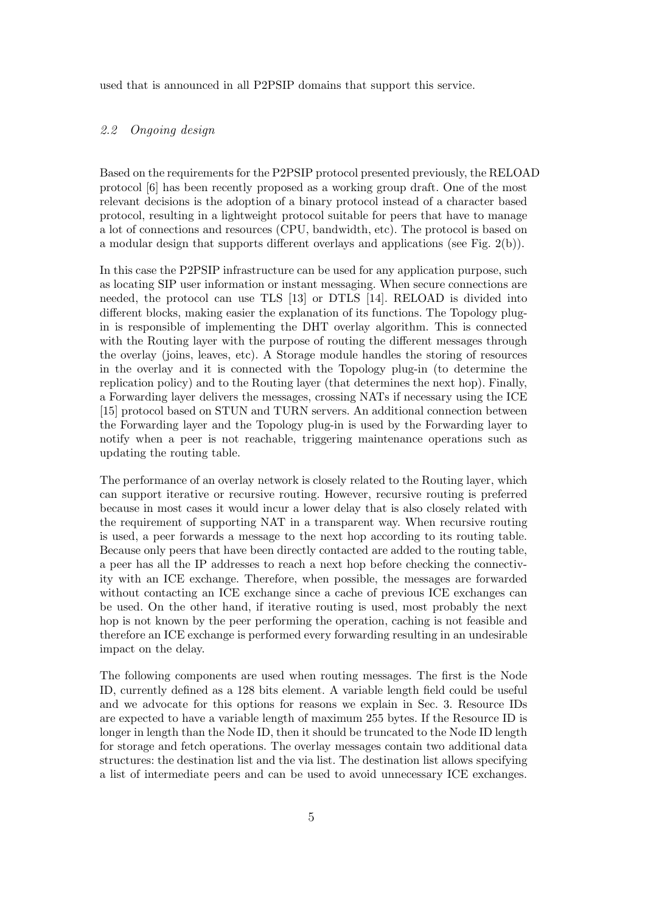used that is announced in all P2PSIP domains that support this service.

### *2.2 Ongoing design*

Based on the requirements for the P2PSIP protocol presented previously, the RELOAD protocol [6] has been recently proposed as a working group draft. One of the most relevant decisions is the adoption of a binary protocol instead of a character based protocol, resulting in a lightweight protocol suitable for peers that have to manage a lot of connections and resources (CPU, bandwidth, etc). The protocol is based on a modular design that supports different overlays and applications (see Fig. 2(b)).

In this case the P2PSIP infrastructure can be used for any application purpose, such as locating SIP user information or instant messaging. When secure connections are needed, the protocol can use TLS [13] or DTLS [14]. RELOAD is divided into different blocks, making easier the explanation of its functions. The Topology plug-in is responsible of implementing the DHT overlay algorithm. This is connected with the Routing layer with the purpose of routing the different messages through the overlay (joins, leaves, etc). A Storage module handles the storing of resources in the overlay and it is connected with the Topology plug-in (to determine the replication policy) and to the Routing layer (that determines the next hop). Finally, a Forwarding layer delivers the messages, crossing NATs if necessary using the ICE [15] protocol based on STUN and TURN servers. An additional connection between the Forwarding layer and the Topology plug-in is used by the Forwarding layer to notify when a peer is not reachable, triggering maintenance operations such as updating the routing table.

The performance of an overlay network is closely related to the Routing layer, which can support iterative or recursive routing. However, recursive routing is preferred because in most cases it would incur a lower delay that is also closely related with the requirement of supporting NAT in a transparent way. When recursive routing is used, a peer forwards a message to the next hop according to its routing table. Because only peers that have been directly contacted are added to the routing table, a peer has all the IP addresses to reach a next hop before checking the connectivity with an ICE exchange. Therefore, when possible, the messages are forwarded without contacting an ICE exchange since a cache of previous ICE exchanges can be used. On the other hand, if iterative routing is used, most probably the next hop is not known by the peer performing the operation, caching is not feasible and therefore an ICE exchange is performed every forwarding resulting in an undesirable impact on the delay.

The following components are used when routing messages. The first is the Node ID, currently defined as a 128 bits element. A variable length field could be useful and we advocate for this options for reasons we explain in Sec. 3. Resource IDs are expected to have a variable length of maximum 255 bytes. If the Resource ID is longer in length than the Node ID, then it should be truncated to the Node ID length for storage and fetch operations. The overlay messages contain two additional data structures: the destination list and the via list. The destination list allows specifying a list of intermediate peers and can be used to avoid unnecessary ICE exchanges.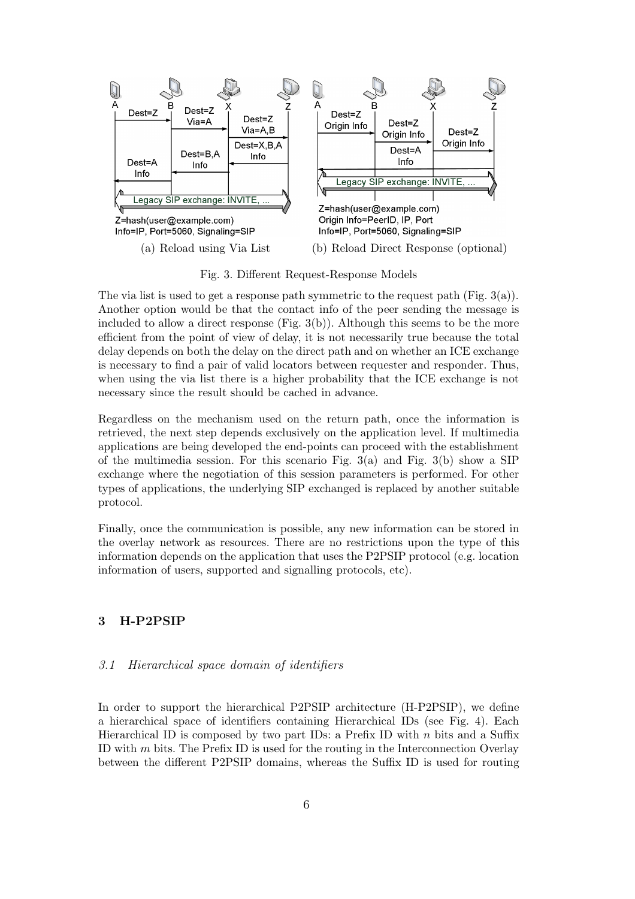(a) Reload using Via List (b) Reload Direct Response (optional)

Fig. 3. Different Request-Response Models

The via list is used to get a response path symmetric to the request path (Fig. 3(a)). Another option would be that the contact info of the peer sending the message is included to allow a direct response (Fig. 3(b)). Although this seems to be the more efficient from the point of view of delay, it is not necessarily true because the total delay depends on both the delay on the direct path and on whether an ICE exchange is necessary to find a pair of valid locators between requester and responder. Thus, when using the via list there is a higher probability that the ICE exchange is not necessary since the result should be cached in advance.

Regardless on the mechanism used on the return path, once the information is retrieved, the next step depends exclusively on the application level. If multimedia applications are being developed the end-points can proceed with the establishment of the multimedia session. For this scenario Fig. 3(a) and Fig. 3(b) show a SIP exchange where the negotiation of this session parameters is performed. For other types of applications, the underlying SIP exchanged is replaced by another suitable protocol.

Finally, once the communication is possible, any new information can be stored in the overlay network as resources. There are no restrictions upon the type of this information depends on the application that uses the P2PSIP protocol (e.g. location information of users, supported and signalling protocols, etc).

## 3 H-P2PSIP

### *3.1 Hierarchical space domain of identifiers*

In order to support the hierarchical P2PSIP architecture (H-P2PSIP), we define a hierarchical space of identifiers containing Hierarchical IDs (see Fig. 4). Each Hierarchical ID is composed by two part IDs: a Prefix ID with $n$ bits and a Suffix ID with $m$ bits. The Prefix ID is used for the routing in the Interconnection Overlay between the different P2PSIP domains, whereas the Suffix ID is used for routing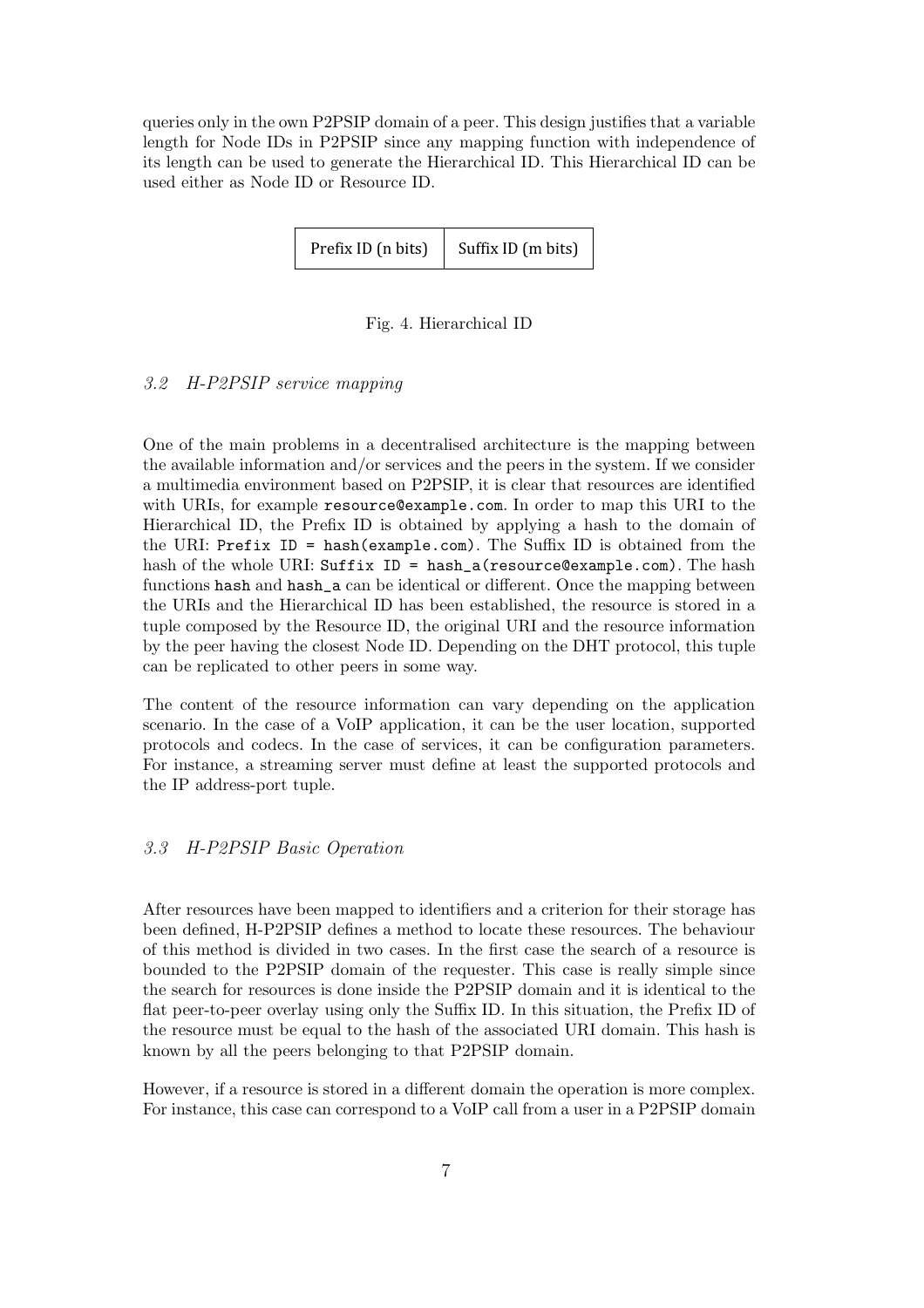queries only in the own P2PSIP domain of a peer. This design justifies that a variable length for Node IDs in P2PSIP since any mapping function with independence of its length can be used to generate the Hierarchical ID. This Hierarchical ID can be used either as Node ID or Resource ID.

| Prefix ID (n bits) | Suffix ID (m bits) |
|---|---|

Fig. 4. Hierarchical ID

### *3.2 H-P2PSIP service mapping*

One of the main problems in a decentralised architecture is the mapping between the available information and/or services and the peers in the system. If we consider a multimedia environment based on P2PSIP, it is clear that resources are identified with URIs, for example `resource@example.com`. In order to map this URI to the Hierarchical ID, the Prefix ID is obtained by applying a hash to the domain of the URI: `Prefix ID = hash(example.com)`. The Suffix ID is obtained from the hash of the whole URI: `Suffix ID = hash_a(resource@example.com)`. The hash functions `hash` and `hash_a` can be identical or different. Once the mapping between the URIs and the Hierarchical ID has been established, the resource is stored in a tuple composed by the Resource ID, the original URI and the resource information by the peer having the closest Node ID. Depending on the DHT protocol, this tuple can be replicated to other peers in some way.

The content of the resource information can vary depending on the application scenario. In the case of a VoIP application, it can be the user location, supported protocols and codecs. In the case of services, it can be configuration parameters. For instance, a streaming server must define at least the supported protocols and the IP address-port tuple.

### *3.3 H-P2PSIP Basic Operation*

After resources have been mapped to identifiers and a criterion for their storage has been defined, H-P2PSIP defines a method to locate these resources. The behaviour of this method is divided in two cases. In the first case the search of a resource is bounded to the P2PSIP domain of the requester. This case is really simple since the search for resources is done inside the P2PSIP domain and it is identical to the flat peer-to-peer overlay using only the Suffix ID. In this situation, the Prefix ID of the resource must be equal to the hash of the associated URI domain. This hash is known by all the peers belonging to that P2PSIP domain.

However, if a resource is stored in a different domain the operation is more complex. For instance, this case can correspond to a VoIP call from a user in a P2PSIP domain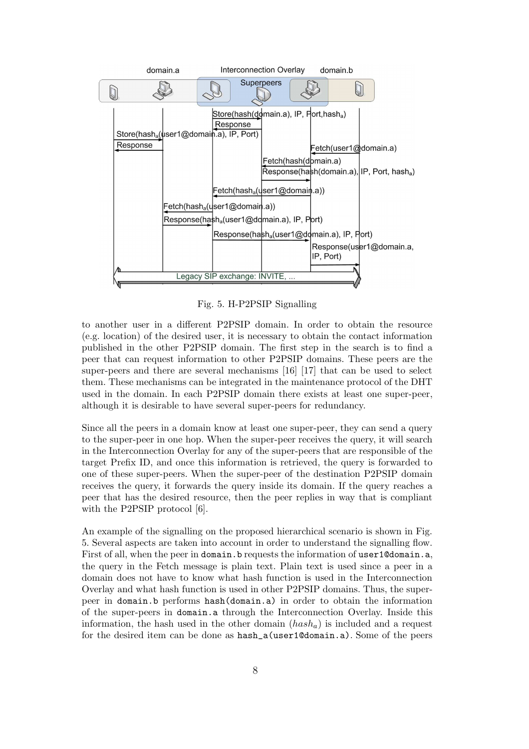Fig. 5. H-P2PSIP Signalling

to another user in a different P2PSIP domain. In order to obtain the resource (e.g. location) of the desired user, it is necessary to obtain the contact information published in the other P2PSIP domain. The first step in the search is to find a peer that can request information to other P2PSIP domains. These peers are the super-peers and there are several mechanisms [16] [17] that can be used to select them. These mechanisms can be integrated in the maintenance protocol of the DHT used in the domain. In each P2PSIP domain there exists at least one super-peer, although it is desirable to have several super-peers for redundancy.

Since all the peers in a domain know at least one super-peer, they can send a query to the super-peer in one hop. When the super-peer receives the query, it will search in the Interconnection Overlay for any of the super-peers that are responsible of the target Prefix ID, and once this information is retrieved, the query is forwarded to one of these super-peers. When the super-peer of the destination P2PSIP domain receives the query, it forwards the query inside its domain. If the query reaches a peer that has the desired resource, then the peer replies in way that is compliant with the P2PSIP protocol [6].

An example of the signalling on the proposed hierarchical scenario is shown in Fig. 5. Several aspects are taken into account in order to understand the signalling flow. First of all, when the peer in `domain.b` requests the information of `user1@domain.a`, the query in the Fetch message is plain text. Plain text is used since a peer in a domain does not have to know what hash function is used in the Interconnection Overlay and what hash function is used in other P2PSIP domains. Thus, the super-peer in `domain.b` performs `hash(domain.a)` in order to obtain the information of the super-peers in `domain.a` through the Interconnection Overlay. Inside this information, the hash used in the other domain ($hash_a$) is included and a request for the desired item can be done as `hash_a(user1@domain.a)`. Some of the peers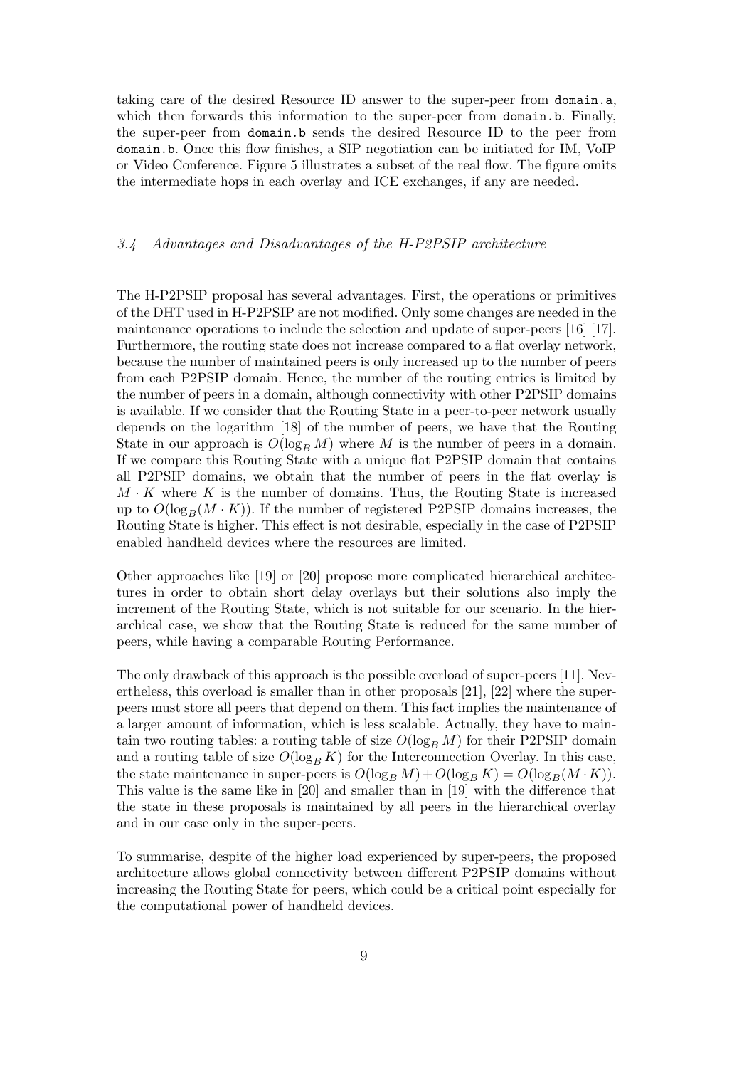taking care of the desired Resource ID answer to the super-peer from `domain.a`, which then forwards this information to the super-peer from `domain.b`. Finally, the super-peer from `domain.b` sends the desired Resource ID to the peer from `domain.b`. Once this flow finishes, a SIP negotiation can be initiated for IM, VoIP or Video Conference. Figure 5 illustrates a subset of the real flow. The figure omits the intermediate hops in each overlay and ICE exchanges, if any are needed.

### *3.4 Advantages and Disadvantages of the H-P2PSIP architecture*

The H-P2PSIP proposal has several advantages. First, the operations or primitives of the DHT used in H-P2PSIP are not modified. Only some changes are needed in the maintenance operations to include the selection and update of super-peers [16] [17]. Furthermore, the routing state does not increase compared to a flat overlay network, because the number of maintained peers is only increased up to the number of peers from each P2PSIP domain. Hence, the number of the routing entries is limited by the number of peers in a domain, although connectivity with other P2PSIP domains is available. If we consider that the Routing State in a peer-to-peer network usually depends on the logarithm [18] of the number of peers, we have that the Routing State in our approach is $O(\log_B M)$ where $M$ is the number of peers in a domain. If we compare this Routing State with a unique flat P2PSIP domain that contains all P2PSIP domains, we obtain that the number of peers in the flat overlay is $M \cdot K$ where $K$ is the number of domains. Thus, the Routing State is increased up to $O(\log_B(M \cdot K))$. If the number of registered P2PSIP domains increases, the Routing State is higher. This effect is not desirable, especially in the case of P2PSIP enabled handheld devices where the resources are limited.

Other approaches like [19] or [20] propose more complicated hierarchical architectures in order to obtain short delay overlays but their solutions also imply the increment of the Routing State, which is not suitable for our scenario. In the hierarchical case, we show that the Routing State is reduced for the same number of peers, while having a comparable Routing Performance.

The only drawback of this approach is the possible overload of super-peers [11]. Nevertheless, this overload is smaller than in other proposals [21], [22] where the super-peers must store all peers that depend on them. This fact implies the maintenance of a larger amount of information, which is less scalable. Actually, they have to maintain two routing tables: a routing table of size $O(\log_B M)$ for their P2PSIP domain and a routing table of size $O(\log_B K)$ for the Interconnection Overlay. In this case, the state maintenance in super-peers is $O(\log_B M) + O(\log_B K) = O(\log_B(M \cdot K))$. This value is the same like in [20] and smaller than in [19] with the difference that the state in these proposals is maintained by all peers in the hierarchical overlay and in our case only in the super-peers.

To summarise, despite of the higher load experienced by super-peers, the proposed architecture allows global connectivity between different P2PSIP domains without increasing the Routing State for peers, which could be a critical point especially for the computational power of handheld devices.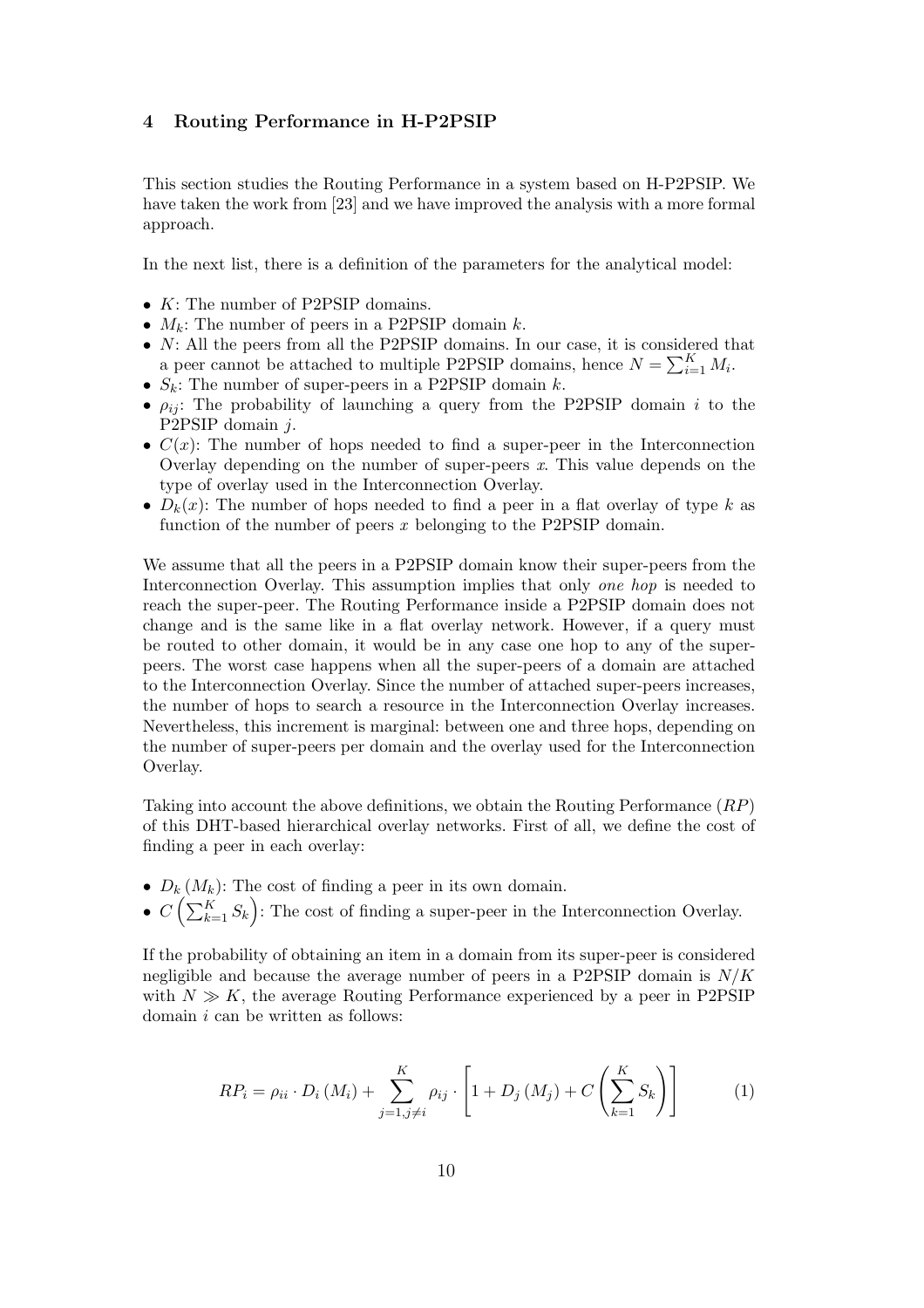## 4 Routing Performance in H-P2PSIP

This section studies the Routing Performance in a system based on H-P2PSIP. We have taken the work from [23] and we have improved the analysis with a more formal approach.

In the next list, there is a definition of the parameters for the analytical model:

- $K$: The number of P2PSIP domains.
- $M_k$: The number of peers in a P2PSIP domain $k$.
- $N$: All the peers from all the P2PSIP domains. In our case, it is considered that a peer cannot be attached to multiple P2PSIP domains, hence $N = \sum_{i=1}^{K} M_i$.
- $S_k$: The number of super-peers in a P2PSIP domain $k$.
- $\rho_{ij}$: The probability of launching a query from the P2PSIP domain $i$ to the P2PSIP domain $j$.
- $C(x)$: The number of hops needed to find a super-peer in the Interconnection Overlay depending on the number of super-peers $x$. This value depends on the type of overlay used in the Interconnection Overlay.
- $D_k(x)$: The number of hops needed to find a peer in a flat overlay of type $k$ as function of the number of peers $x$ belonging to the P2PSIP domain.

We assume that all the peers in a P2PSIP domain know their super-peers from the Interconnection Overlay. This assumption implies that only *one hop* is needed to reach the super-peer. The Routing Performance inside a P2PSIP domain does not change and is the same like in a flat overlay network. However, if a query must be routed to other domain, it would be in any case one hop to any of the super-peers. The worst case happens when all the super-peers of a domain are attached to the Interconnection Overlay. Since the number of attached super-peers increases, the number of hops to search a resource in the Interconnection Overlay increases. Nevertheless, this increment is marginal: between one and three hops, depending on the number of super-peers per domain and the overlay used for the Interconnection Overlay.

Taking into account the above definitions, we obtain the Routing Performance ($RP$) of this DHT-based hierarchical overlay networks. First of all, we define the cost of finding a peer in each overlay:

- $D_k(M_k)$: The cost of finding a peer in its own domain.
- $C\left(\sum_{k=1}^{K} S_k\right)$: The cost of finding a super-peer in the Interconnection Overlay.

If the probability of obtaining an item in a domain from its super-peer is considered negligible and because the average number of peers in a P2PSIP domain is $N/K$ with $N \gg K$, the average Routing Performance experienced by a peer in P2PSIP domain $i$ can be written as follows:

$$RP_i = \rho_{ii} \cdot D_i(M_i) + \sum_{j=1, j \neq i}^{K} \rho_{ij} \cdot \left[ 1 + D_j(M_j) + C\left( \sum_{k=1}^{K} S_k \right) \right] \tag{1}$$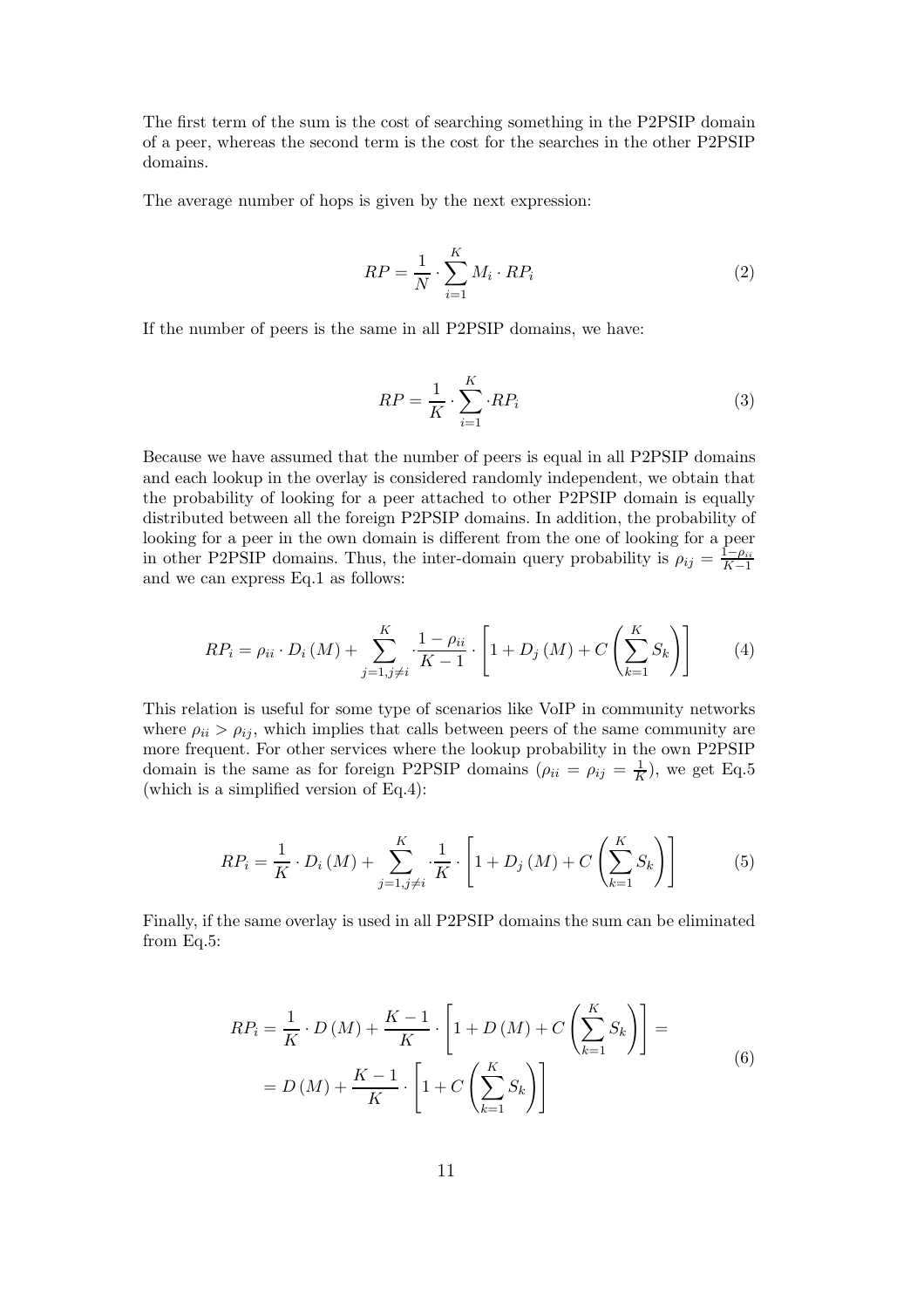The first term of the sum is the cost of searching something in the P2PSIP domain of a peer, whereas the second term is the cost for the searches in the other P2PSIP domains.

The average number of hops is given by the next expression:

$$RP = \frac{1}{N} \cdot \sum_{i=1}^{K} M_i \cdot RP_i \tag{2}$$

If the number of peers is the same in all P2PSIP domains, we have:

$$RP = \frac{1}{K} \cdot \sum_{i=1}^{K} \cdot RP_i \tag{3}$$

Because we have assumed that the number of peers is equal in all P2PSIP domains and each lookup in the overlay is considered randomly independent, we obtain that the probability of looking for a peer attached to other P2PSIP domain is equally distributed between all the foreign P2PSIP domains. In addition, the probability of looking for a peer in the own domain is different from the one of looking for a peer in other P2PSIP domains. Thus, the inter-domain query probability is $\rho_{ij} = \frac{1-\rho_{ii}}{K-1}$ and we can express Eq.1 as follows:

$$RP_i = \rho_{ii} \cdot D_i(M) + \sum_{j=1, j\neq i}^{K} \cdot \frac{1-\rho_{ii}}{K-1} \cdot \left[1 + D_j(M) + C\left(\sum_{k=1}^{K} S_k\right)\right] \tag{4}$$

This relation is useful for some type of scenarios like VoIP in community networks where $\rho_{ii} > \rho_{ij}$, which implies that calls between peers of the same community are more frequent. For other services where the lookup probability in the own P2PSIP domain is the same as for foreign P2PSIP domains ($\rho_{ii} = \rho_{ij} = \frac{1}{K}$), we get Eq.5 (which is a simplified version of Eq.4):

$$RP_i = \frac{1}{K} \cdot D_i(M) + \sum_{j=1, j\neq i}^{K} \cdot \frac{1}{K} \cdot \left[1 + D_j(M) + C\left(\sum_{k=1}^{K} S_k\right)\right] \tag{5}$$

Finally, if the same overlay is used in all P2PSIP domains the sum can be eliminated from Eq.5:

$$\begin{aligned} RP_i &= \frac{1}{K} \cdot D(M) + \frac{K-1}{K} \cdot \left[1 + D(M) + C\left(\sum_{k=1}^{K} S_k\right)\right] = \\ &= D(M) + \frac{K-1}{K} \cdot \left[1 + C\left(\sum_{k=1}^{K} S_k\right)\right] \end{aligned} \tag{6}$$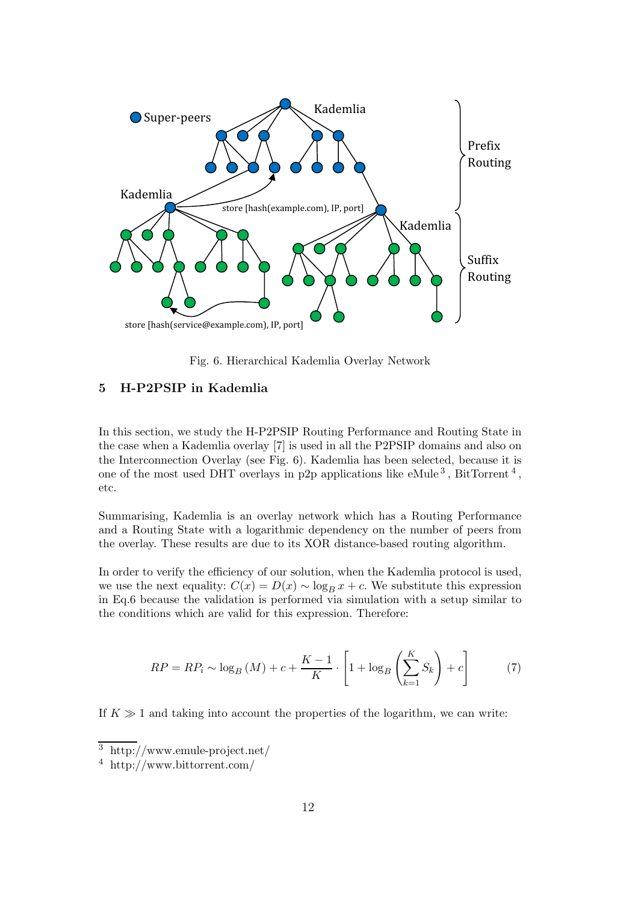Fig. 6. Hierarchical Kademlia Overlay Network

## 5 H-P2PSIP in Kademlia

In this section, we study the H-P2PSIP Routing Performance and Routing State in the case when a Kademlia overlay [7] is used in all the P2PSIP domains and also on the Interconnection Overlay (see Fig. 6). Kademlia has been selected, because it is one of the most used DHT overlays in p2p applications like eMule [3], BitTorrent [4], etc.

Summarising, Kademlia is an overlay network which has a Routing Performance and a Routing State with a logarithmic dependency on the number of peers from the overlay. These results are due to its XOR distance-based routing algorithm.

In order to verify the efficiency of our solution, when the Kademlia protocol is used, we use the next equality: $C(x) = D(x) \sim \log_B x + c$. We substitute this expression in Eq.6 because the validation is performed via simulation with a setup similar to the conditions which are valid for this expression. Therefore:

$$RP = RP_i \sim \log_B(M) + c + \frac{K-1}{K} \cdot \left[ 1 + \log_B \left( \sum_{k=1}^{K} S_k \right) + c \right] \tag{7}$$

If $K \gg 1$ and taking into account the properties of the logarithm, we can write:

[3] http://www.emule-project.net/

[4] http://www.bittorrent.com/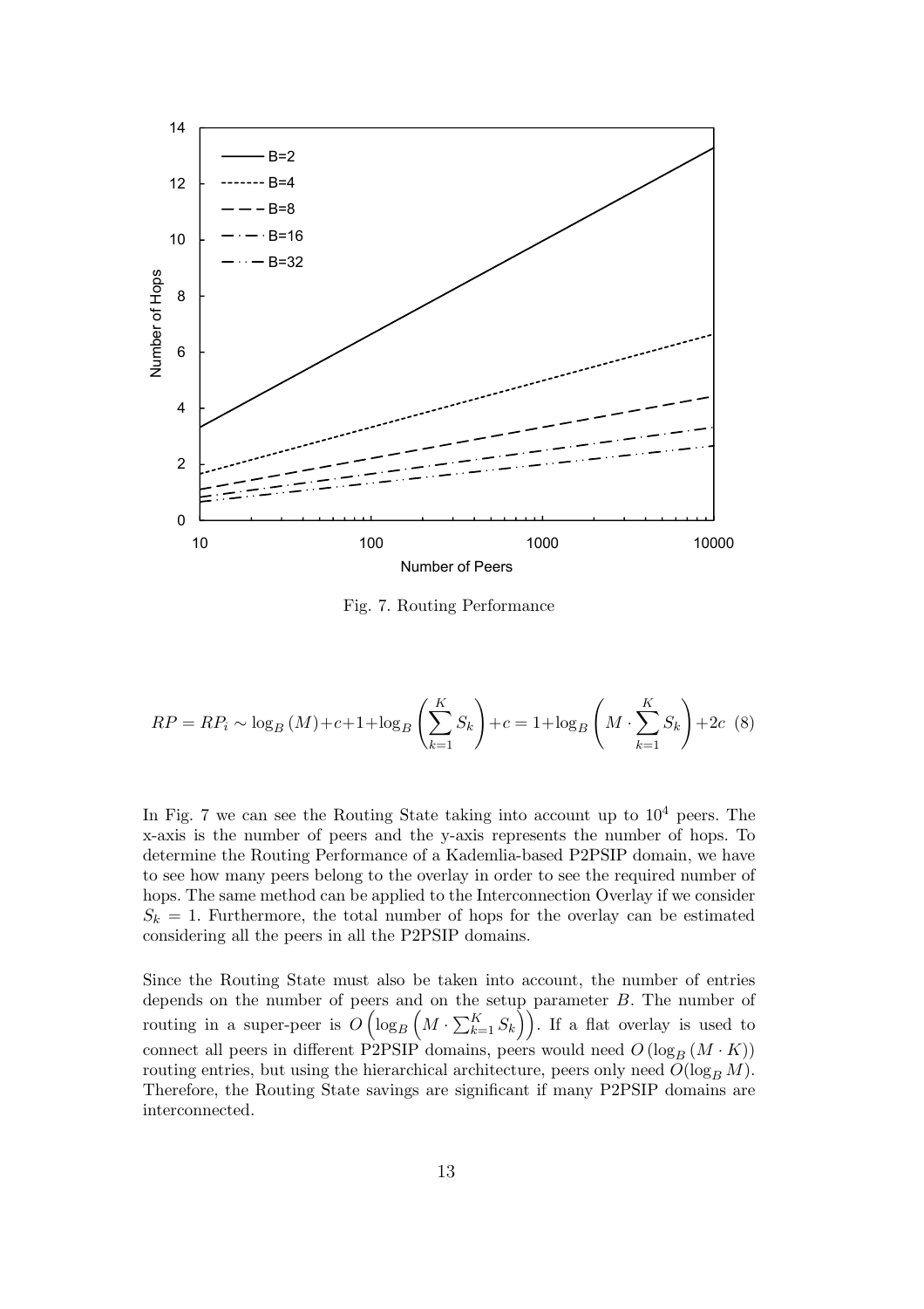Fig. 7. Routing Performance

$$RP = RP_i \sim \log_B(M) + c + 1 + \log_B\left(\sum_{k=1}^{K} S_k\right) + c = 1 + \log_B\left(M \cdot \sum_{k=1}^{K} S_k\right) + 2c \quad (8)$$

In Fig. 7 we can see the Routing State taking into account up to $10^4$ peers. The x-axis is the number of peers and the y-axis represents the number of hops. To determine the Routing Performance of a Kademlia-based P2PSIP domain, we have to see how many peers belong to the overlay in order to see the required number of hops. The same method can be applied to the Interconnection Overlay if we consider $S_k = 1$. Furthermore, the total number of hops for the overlay can be estimated considering all the peers in all the P2PSIP domains.

Since the Routing State must also be taken into account, the number of entries depends on the number of peers and on the setup parameter $B$. The number of routing in a super-peer is $O\left(\log_B\left(M \cdot \sum_{k=1}^{K} S_k\right)\right)$. If a flat overlay is used to connect all peers in different P2PSIP domains, peers would need $O\left(\log_B(M \cdot K)\right)$ routing entries, but using the hierarchical architecture, peers only need $O(\log_B M)$. Therefore, the Routing State savings are significant if many P2PSIP domains are interconnected.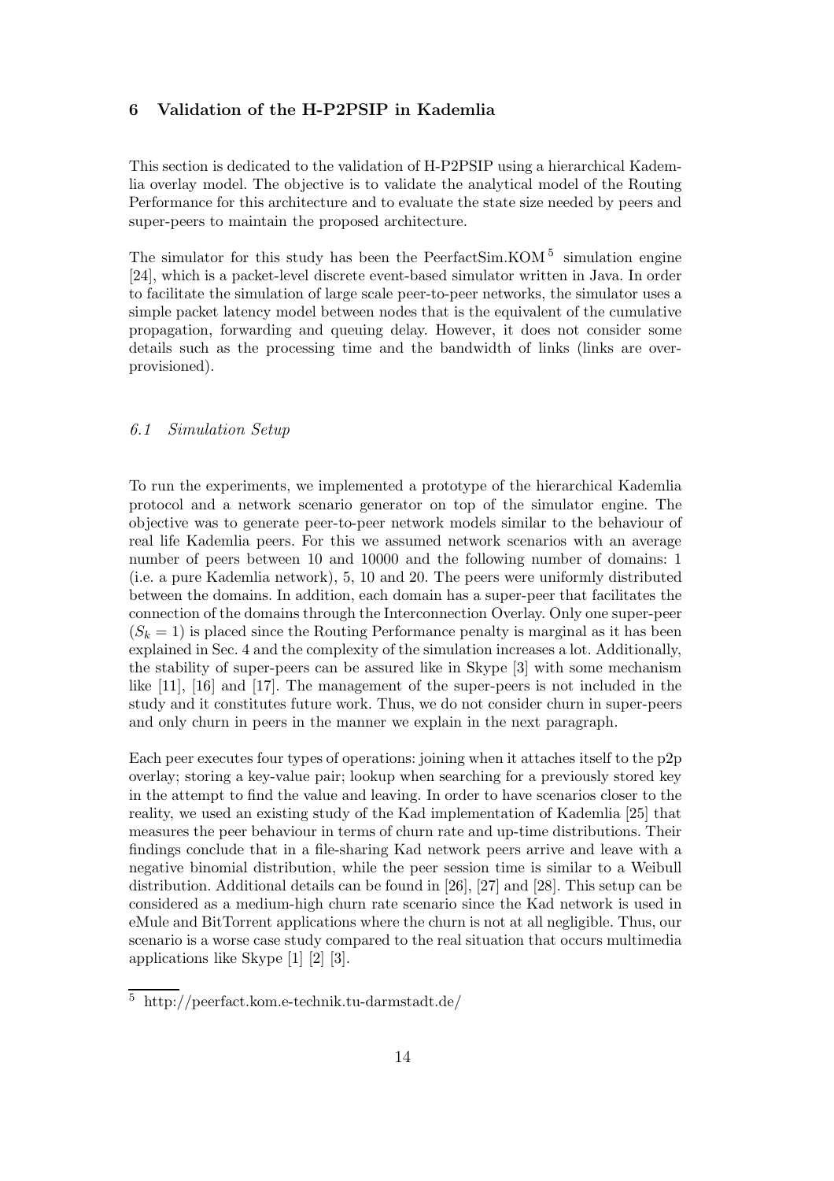## 6 Validation of the H-P2PSIP in Kademlia

This section is dedicated to the validation of H-P2PSIP using a hierarchical Kademlia overlay model. The objective is to validate the analytical model of the Routing Performance for this architecture and to evaluate the state size needed by peers and super-peers to maintain the proposed architecture.

The simulator for this study has been the PeerfactSim.KOM [5] simulation engine [24], which is a packet-level discrete event-based simulator written in Java. In order to facilitate the simulation of large scale peer-to-peer networks, the simulator uses a simple packet latency model between nodes that is the equivalent of the cumulative propagation, forwarding and queuing delay. However, it does not consider some details such as the processing time and the bandwidth of links (links are over-provisioned).

### *6.1 Simulation Setup*

To run the experiments, we implemented a prototype of the hierarchical Kademlia protocol and a network scenario generator on top of the simulator engine. The objective was to generate peer-to-peer network models similar to the behaviour of real life Kademlia peers. For this we assumed network scenarios with an average number of peers between 10 and 10000 and the following number of domains: 1 (i.e. a pure Kademlia network), 5, 10 and 20. The peers were uniformly distributed between the domains. In addition, each domain has a super-peer that facilitates the connection of the domains through the Interconnection Overlay. Only one super-peer ($S_k = 1$) is placed since the Routing Performance penalty is marginal as it has been explained in Sec. 4 and the complexity of the simulation increases a lot. Additionally, the stability of super-peers can be assured like in Skype [3] with some mechanism like [11], [16] and [17]. The management of the super-peers is not included in the study and it constitutes future work. Thus, we do not consider churn in super-peers and only churn in peers in the manner we explain in the next paragraph.

Each peer executes four types of operations: joining when it attaches itself to the p2p overlay; storing a key-value pair; lookup when searching for a previously stored key in the attempt to find the value and leaving. In order to have scenarios closer to the reality, we used an existing study of the Kad implementation of Kademlia [25] that measures the peer behaviour in terms of churn rate and up-time distributions. Their findings conclude that in a file-sharing Kad network peers arrive and leave with a negative binomial distribution, while the peer session time is similar to a Weibull distribution. Additional details can be found in [26], [27] and [28]. This setup can be considered as a medium-high churn rate scenario since the Kad network is used in eMule and BitTorrent applications where the churn is not at all negligible. Thus, our scenario is a worse case study compared to the real situation that occurs multimedia applications like Skype [1] [2] [3].

[5] http://peerfact.kom.e-technik.tu-darmstadt.de/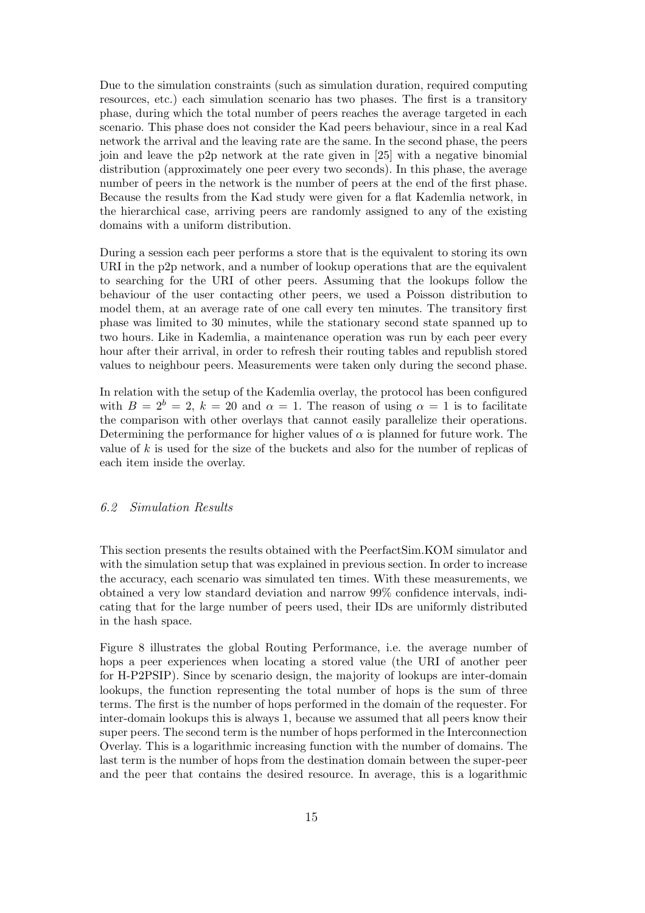Due to the simulation constraints (such as simulation duration, required computing resources, etc.) each simulation scenario has two phases. The first is a transitory phase, during which the total number of peers reaches the average targeted in each scenario. This phase does not consider the Kad peers behaviour, since in a real Kad network the arrival and the leaving rate are the same. In the second phase, the peers join and leave the p2p network at the rate given in [25] with a negative binomial distribution (approximately one peer every two seconds). In this phase, the average number of peers in the network is the number of peers at the end of the first phase. Because the results from the Kad study were given for a flat Kademlia network, in the hierarchical case, arriving peers are randomly assigned to any of the existing domains with a uniform distribution.

During a session each peer performs a store that is the equivalent to storing its own URI in the p2p network, and a number of lookup operations that are the equivalent to searching for the URI of other peers. Assuming that the lookups follow the behaviour of the user contacting other peers, we used a Poisson distribution to model them, at an average rate of one call every ten minutes. The transitory first phase was limited to 30 minutes, while the stationary second state spanned up to two hours. Like in Kademlia, a maintenance operation was run by each peer every hour after their arrival, in order to refresh their routing tables and republish stored values to neighbour peers. Measurements were taken only during the second phase.

In relation with the setup of the Kademlia overlay, the protocol has been configured with $B = 2^b = 2$, $k = 20$ and $\alpha = 1$. The reason of using $\alpha = 1$ is to facilitate the comparison with other overlays that cannot easily parallelize their operations. Determining the performance for higher values of $\alpha$ is planned for future work. The value of $k$ is used for the size of the buckets and also for the number of replicas of each item inside the overlay.

### *6.2 Simulation Results*

This section presents the results obtained with the PeerfactSim.KOM simulator and with the simulation setup that was explained in previous section. In order to increase the accuracy, each scenario was simulated ten times. With these measurements, we obtained a very low standard deviation and narrow 99% confidence intervals, indicating that for the large number of peers used, their IDs are uniformly distributed in the hash space.

Figure 8 illustrates the global Routing Performance, i.e. the average number of hops a peer experiences when locating a stored value (the URI of another peer for H-P2PSIP). Since by scenario design, the majority of lookups are inter-domain lookups, the function representing the total number of hops is the sum of three terms. The first is the number of hops performed in the domain of the requester. For inter-domain lookups this is always 1, because we assumed that all peers know their super peers. The second term is the number of hops performed in the Interconnection Overlay. This is a logarithmic increasing function with the number of domains. The last term is the number of hops from the destination domain between the super-peer and the peer that contains the desired resource. In average, this is a logarithmic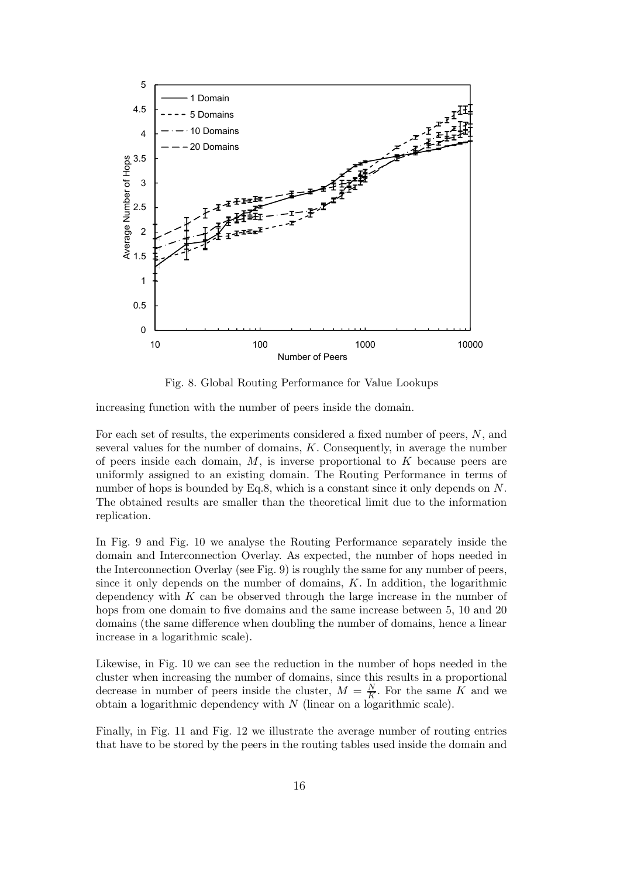Fig. 8. Global Routing Performance for Value Lookups

increasing function with the number of peers inside the domain.

For each set of results, the experiments considered a fixed number of peers, $N$, and several values for the number of domains, $K$. Consequently, in average the number of peers inside each domain, $M$, is inverse proportional to $K$ because peers are uniformly assigned to an existing domain. The Routing Performance in terms of number of hops is bounded by Eq.8, which is a constant since it only depends on $N$. The obtained results are smaller than the theoretical limit due to the information replication.

In Fig. 9 and Fig. 10 we analyse the Routing Performance separately inside the domain and Interconnection Overlay. As expected, the number of hops needed in the Interconnection Overlay (see Fig. 9) is roughly the same for any number of peers, since it only depends on the number of domains, $K$. In addition, the logarithmic dependency with $K$ can be observed through the large increase in the number of hops from one domain to five domains and the same increase between 5, 10 and 20 domains (the same difference when doubling the number of domains, hence a linear increase in a logarithmic scale).

Likewise, in Fig. 10 we can see the reduction in the number of hops needed in the cluster when increasing the number of domains, since this results in a proportional decrease in number of peers inside the cluster, $M = \frac{N}{K}$. For the same $K$ and we obtain a logarithmic dependency with $N$ (linear on a logarithmic scale).

Finally, in Fig. 11 and Fig. 12 we illustrate the average number of routing entries that have to be stored by the peers in the routing tables used inside the domain and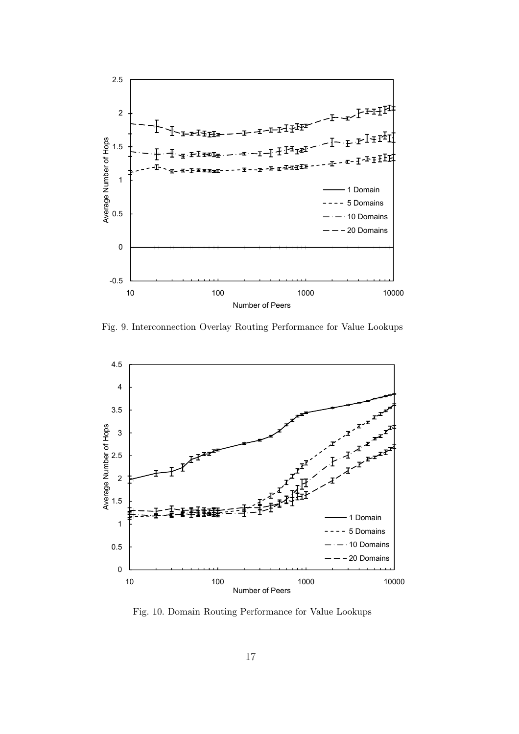Fig. 9. Interconnection Overlay Routing Performance for Value Lookups

Fig. 10. Domain Routing Performance for Value Lookups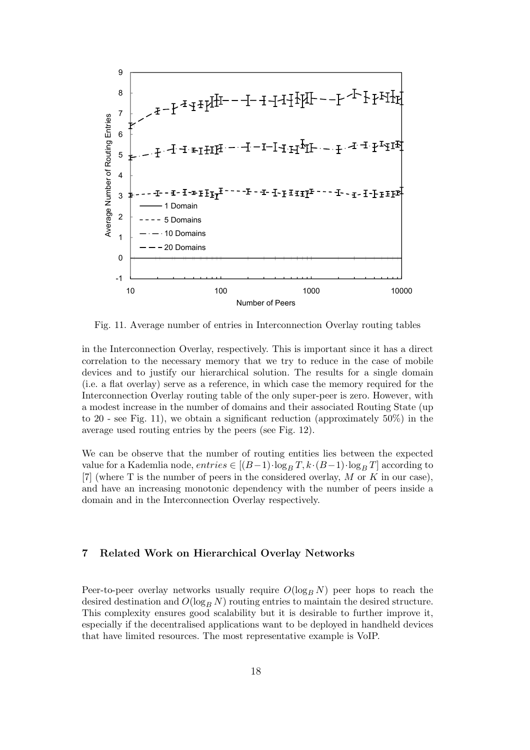Fig. 11. Average number of entries in Interconnection Overlay routing tables

in the Interconnection Overlay, respectively. This is important since it has a direct correlation to the necessary memory that we try to reduce in the case of mobile devices and to justify our hierarchical solution. The results for a single domain (i.e. a flat overlay) serve as a reference, in which case the memory required for the Interconnection Overlay routing table of the only super-peer is zero. However, with a modest increase in the number of domains and their associated Routing State (up to 20 - see Fig. 11), we obtain a significant reduction (approximately 50%) in the average used routing entries by the peers (see Fig. 12).

We can be observe that the number of routing entities lies between the expected value for a Kademlia node, $entries \in [(B-1) \cdot \log_B T, k \cdot (B-1) \cdot \log_B T]$ according to [7] (where T is the number of peers in the considered overlay, $M$ or $K$ in our case), and have an increasing monotonic dependency with the number of peers inside a domain and in the Interconnection Overlay respectively.

## 7 Related Work on Hierarchical Overlay Networks

Peer-to-peer overlay networks usually require $O(\log_B N)$ peer hops to reach the desired destination and $O(\log_B N)$ routing entries to maintain the desired structure. This complexity ensures good scalability but it is desirable to further improve it, especially if the decentralised applications want to be deployed in handheld devices that have limited resources. The most representative example is VoIP.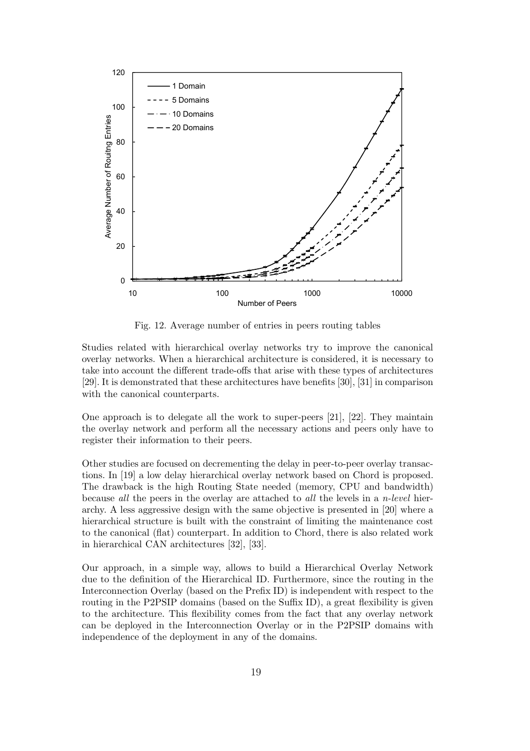Fig. 12. Average number of entries in peers routing tables

Studies related with hierarchical overlay networks try to improve the canonical overlay networks. When a hierarchical architecture is considered, it is necessary to take into account the different trade-offs that arise with these types of architectures [29]. It is demonstrated that these architectures have benefits [30], [31] in comparison with the canonical counterparts.

One approach is to delegate all the work to super-peers [21], [22]. They maintain the overlay network and perform all the necessary actions and peers only have to register their information to their peers.

Other studies are focused on decrementing the delay in peer-to-peer overlay transactions. In [19] a low delay hierarchical overlay network based on Chord is proposed. The drawback is the high Routing State needed (memory, CPU and bandwidth) because *all* the peers in the overlay are attached to *all* the levels in a *n-level* hierarchy. A less aggressive design with the same objective is presented in [20] where a hierarchical structure is built with the constraint of limiting the maintenance cost to the canonical (flat) counterpart. In addition to Chord, there is also related work in hierarchical CAN architectures [32], [33].

Our approach, in a simple way, allows to build a Hierarchical Overlay Network due to the definition of the Hierarchical ID. Furthermore, since the routing in the Interconnection Overlay (based on the Prefix ID) is independent with respect to the routing in the P2PSIP domains (based on the Suffix ID), a great flexibility is given to the architecture. This flexibility comes from the fact that any overlay network can be deployed in the Interconnection Overlay or in the P2PSIP domains with independence of the deployment in any of the domains.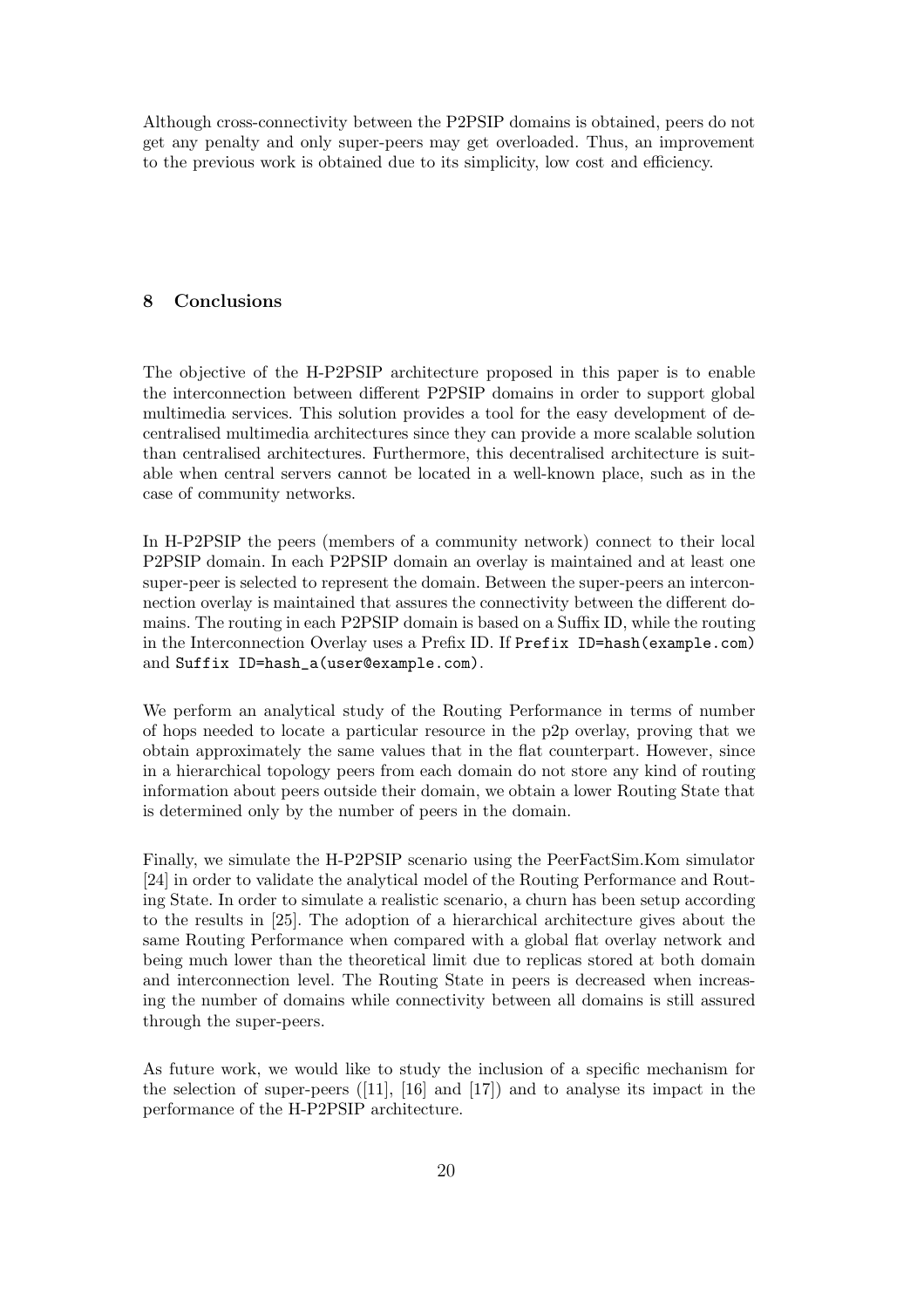Although cross-connectivity between the P2PSIP domains is obtained, peers do not get any penalty and only super-peers may get overloaded. Thus, an improvement to the previous work is obtained due to its simplicity, low cost and efficiency.

## 8 Conclusions

The objective of the H-P2PSIP architecture proposed in this paper is to enable the interconnection between different P2PSIP domains in order to support global multimedia services. This solution provides a tool for the easy development of decentralised multimedia architectures since they can provide a more scalable solution than centralised architectures. Furthermore, this decentralised architecture is suitable when central servers cannot be located in a well-known place, such as in the case of community networks.

In H-P2PSIP the peers (members of a community network) connect to their local P2PSIP domain. In each P2PSIP domain an overlay is maintained and at least one super-peer is selected to represent the domain. Between the super-peers an interconnection overlay is maintained that assures the connectivity between the different domains. The routing in each P2PSIP domain is based on a Suffix ID, while the routing in the Interconnection Overlay uses a Prefix ID. If `Prefix ID=hash(example.com)` and `Suffix ID=hash_a(user@example.com)`.

We perform an analytical study of the Routing Performance in terms of number of hops needed to locate a particular resource in the p2p overlay, proving that we obtain approximately the same values that in the flat counterpart. However, since in a hierarchical topology peers from each domain do not store any kind of routing information about peers outside their domain, we obtain a lower Routing State that is determined only by the number of peers in the domain.

Finally, we simulate the H-P2PSIP scenario using the PeerFactSim.Kom simulator [24] in order to validate the analytical model of the Routing Performance and Routing State. In order to simulate a realistic scenario, a churn has been setup according to the results in [25]. The adoption of a hierarchical architecture gives about the same Routing Performance when compared with a global flat overlay network and being much lower than the theoretical limit due to replicas stored at both domain and interconnection level. The Routing State in peers is decreased when increasing the number of domains while connectivity between all domains is still assured through the super-peers.

As future work, we would like to study the inclusion of a specific mechanism for the selection of super-peers ([11], [16] and [17]) and to analyse its impact in the performance of the H-P2PSIP architecture.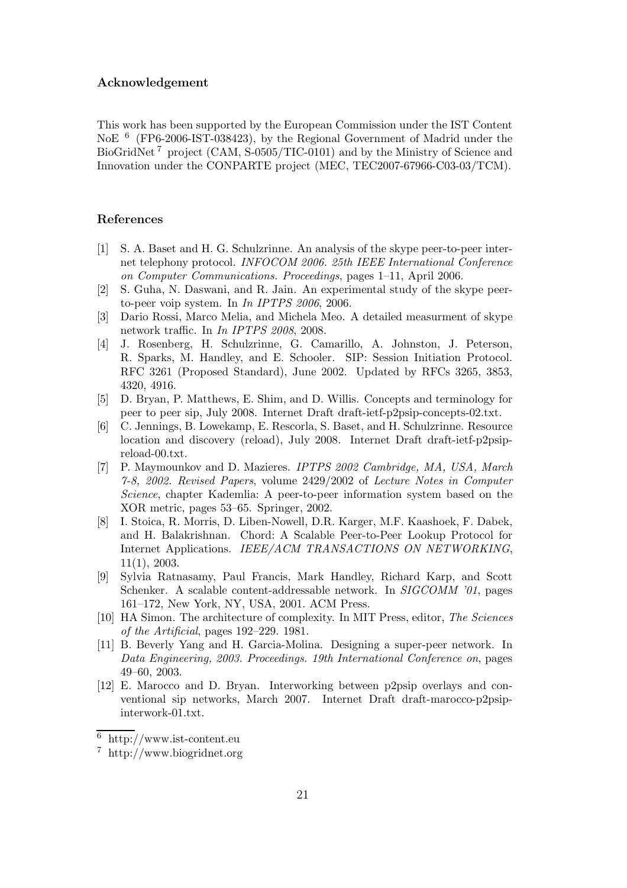## Acknowledgement

This work has been supported by the European Commission under the IST Content NoE [6] (FP6-2006-IST-038423), by the Regional Government of Madrid under the BioGridNet [7] project (CAM, S-0505/TIC-0101) and by the Ministry of Science and Innovation under the CONPARTE project (MEC, TEC2007-67966-C03-03/TCM).

## References

- [1] S. A. Baset and H. G. Schulzrinne. An analysis of the skype peer-to-peer internet telephony protocol. *INFOCOM 2006. 25th IEEE International Conference on Computer Communications. Proceedings*, pages 1–11, April 2006.
- [2] S. Guha, N. Daswani, and R. Jain. An experimental study of the skype peer-to-peer voip system. In *In IPTPS 2006*, 2006.
- [3] Dario Rossi, Marco Melia, and Michela Meo. A detailed measurment of skype network traffic. In *In IPTPS 2008*, 2008.
- [4] J. Rosenberg, H. Schulzrinne, G. Camarillo, A. Johnston, J. Peterson, R. Sparks, M. Handley, and E. Schooler. SIP: Session Initiation Protocol. RFC 3261 (Proposed Standard), June 2002. Updated by RFCs 3265, 3853, 4320, 4916.
- [5] D. Bryan, P. Matthews, E. Shim, and D. Willis. Concepts and terminology for peer to peer sip, July 2008. Internet Draft draft-ietf-p2psip-concepts-02.txt.
- [6] C. Jennings, B. Lowekamp, E. Rescorla, S. Baset, and H. Schulzrinne. Resource location and discovery (reload), July 2008. Internet Draft draft-ietf-p2psip-reload-00.txt.
- [7] P. Maymounkov and D. Mazieres. *IPTPS 2002 Cambridge, MA, USA, March 7-8, 2002. Revised Papers*, volume 2429/2002 of *Lecture Notes in Computer Science*, chapter Kademlia: A peer-to-peer information system based on the XOR metric, pages 53–65. Springer, 2002.
- [8] I. Stoica, R. Morris, D. Liben-Nowell, D.R. Karger, M.F. Kaashoek, F. Dabek, and H. Balakrishnan. Chord: A Scalable Peer-to-Peer Lookup Protocol for Internet Applications. *IEEE/ACM TRANSACTIONS ON NETWORKING*, 11(1), 2003.
- [9] Sylvia Ratnasamy, Paul Francis, Mark Handley, Richard Karp, and Scott Schenker. A scalable content-addressable network. In *SIGCOMM '01*, pages 161–172, New York, NY, USA, 2001. ACM Press.
- [10] HA Simon. The architecture of complexity. In MIT Press, editor, *The Sciences of the Artificial*, pages 192–229. 1981.
- [11] B. Beverly Yang and H. Garcia-Molina. Designing a super-peer network. In *Data Engineering, 2003. Proceedings. 19th International Conference on*, pages 49–60, 2003.
- [12] E. Marocco and D. Bryan. Interworking between p2psip overlays and conventional sip networks, March 2007. Internet Draft draft-marocco-p2psip-interwork-01.txt.

[6] http://www.ist-content.eu

[7] http://www.biogridnet.org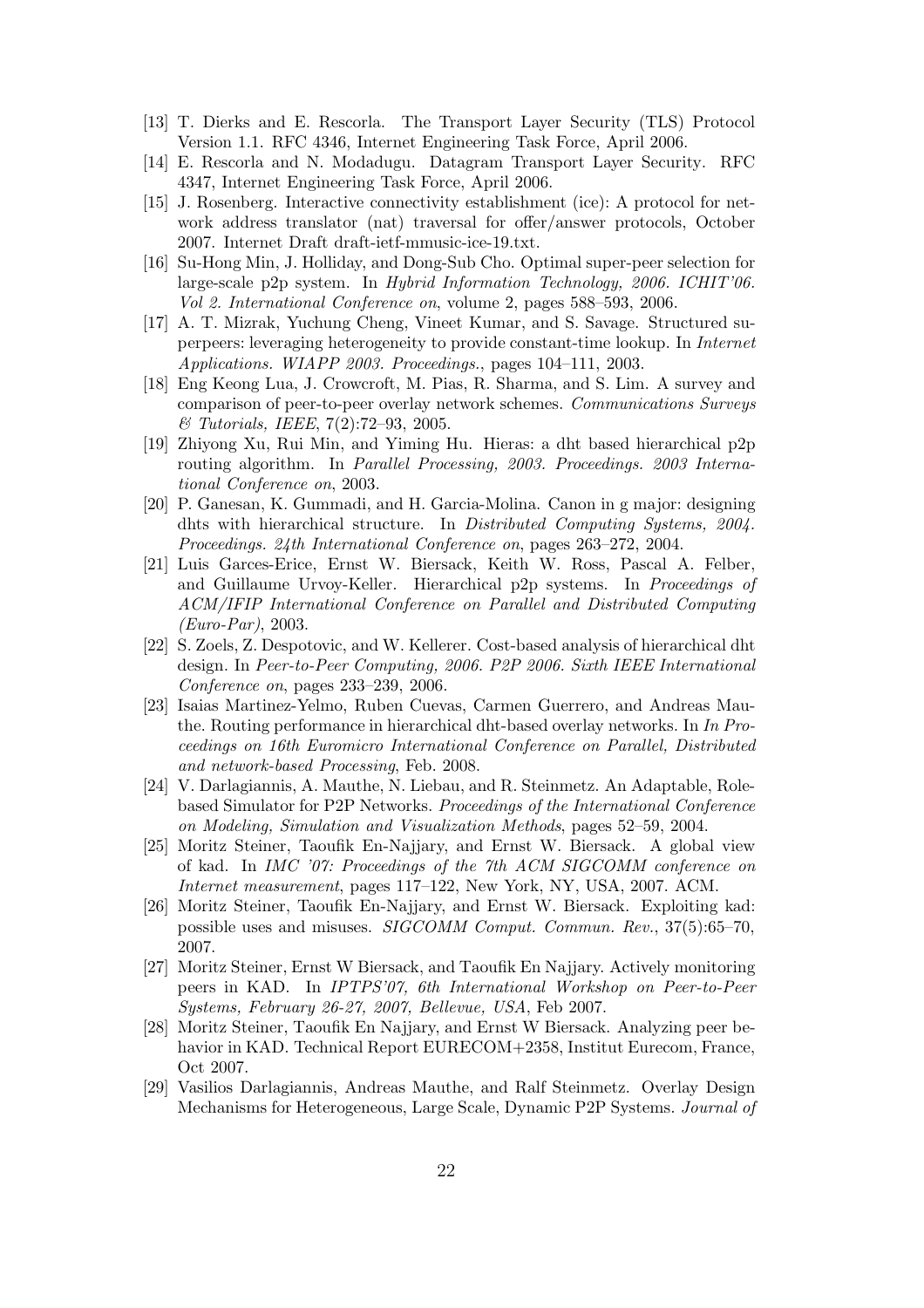[13] T. Dierks and E. Rescorla. The Transport Layer Security (TLS) Protocol Version 1.1. RFC 4346, Internet Engineering Task Force, April 2006.

[14] E. Rescorla and N. Modadugu. Datagram Transport Layer Security. RFC 4347, Internet Engineering Task Force, April 2006.

[15] J. Rosenberg. Interactive connectivity establishment (ice): A protocol for network address translator (nat) traversal for offer/answer protocols, October 2007. Internet Draft draft-ietf-mmusic-ice-19.txt.

[16] Su-Hong Min, J. Holliday, and Dong-Sub Cho. Optimal super-peer selection for large-scale p2p system. In *Hybrid Information Technology, 2006. ICHIT'06. Vol 2. International Conference on*, volume 2, pages 588–593, 2006.

[17] A. T. Mizrak, Yuchung Cheng, Vineet Kumar, and S. Savage. Structured superpeers: leveraging heterogeneity to provide constant-time lookup. In *Internet Applications. WIAPP 2003. Proceedings.*, pages 104–111, 2003.

[18] Eng Keong Lua, J. Crowcroft, M. Pias, R. Sharma, and S. Lim. A survey and comparison of peer-to-peer overlay network schemes. *Communications Surveys & Tutorials, IEEE*, 7(2):72–93, 2005.

[19] Zhiyong Xu, Rui Min, and Yiming Hu. Hieras: a dht based hierarchical p2p routing algorithm. In *Parallel Processing, 2003. Proceedings. 2003 International Conference on*, 2003.

[20] P. Ganesan, K. Gummadi, and H. Garcia-Molina. Canon in g major: designing dhts with hierarchical structure. In *Distributed Computing Systems, 2004. Proceedings. 24th International Conference on*, pages 263–272, 2004.

[21] Luis Garces-Erice, Ernst W. Biersack, Keith W. Ross, Pascal A. Felber, and Guillaume Urvoy-Keller. Hierarchical p2p systems. In *Proceedings of ACM/IFIP International Conference on Parallel and Distributed Computing (Euro-Par)*, 2003.

[22] S. Zoels, Z. Despotovic, and W. Kellerer. Cost-based analysis of hierarchical dht design. In *Peer-to-Peer Computing, 2006. P2P 2006. Sixth IEEE International Conference on*, pages 233–239, 2006.

[23] Isaias Martinez-Yelmo, Ruben Cuevas, Carmen Guerrero, and Andreas Mauthe. Routing performance in hierarchical dht-based overlay networks. In *In Proceedings on 16th Euromicro International Conference on Parallel, Distributed and network-based Processing*, Feb. 2008.

[24] V. Darlagiannis, A. Mauthe, N. Liebau, and R. Steinmetz. An Adaptable, Role-based Simulator for P2P Networks. *Proceedings of the International Conference on Modeling, Simulation and Visualization Methods*, pages 52–59, 2004.

[25] Moritz Steiner, Taoufik En-Najjary, and Ernst W. Biersack. A global view of kad. In *IMC '07: Proceedings of the 7th ACM SIGCOMM conference on Internet measurement*, pages 117–122, New York, NY, USA, 2007. ACM.

[26] Moritz Steiner, Taoufik En-Najjary, and Ernst W. Biersack. Exploiting kad: possible uses and misuses. *SIGCOMM Comput. Commun. Rev.*, 37(5):65–70, 2007.

[27] Moritz Steiner, Ernst W Biersack, and Taoufik En Najjary. Actively monitoring peers in KAD. In *IPTPS'07, 6th International Workshop on Peer-to-Peer Systems, February 26-27, 2007, Bellevue, USA*, Feb 2007.

[28] Moritz Steiner, Taoufik En Najjary, and Ernst W Biersack. Analyzing peer behavior in KAD. Technical Report EURECOM+2358, Institut Eurecom, France, Oct 2007.

[29] Vasilios Darlagiannis, Andreas Mauthe, and Ralf Steinmetz. Overlay Design Mechanisms for Heterogeneous, Large Scale, Dynamic P2P Systems. *Journal of*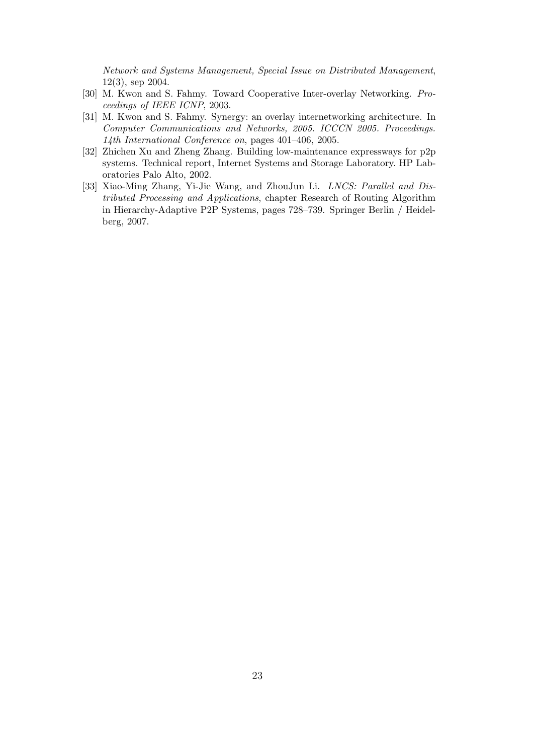*Network and Systems Management, Special Issue on Distributed Management*, 12(3), sep 2004.

[30] M. Kwon and S. Fahmy. Toward Cooperative Inter-overlay Networking. *Proceedings of IEEE ICNP*, 2003.

[31] M. Kwon and S. Fahmy. Synergy: an overlay internetworking architecture. In *Computer Communications and Networks, 2005. ICCCN 2005. Proceedings. 14th International Conference on*, pages 401–406, 2005.

[32] Zhichen Xu and Zheng Zhang. Building low-maintenance expressways for p2p systems. Technical report, Internet Systems and Storage Laboratory. HP Laboratories Palo Alto, 2002.

[33] Xiao-Ming Zhang, Yi-Jie Wang, and ZhouJun Li. *LNCS: Parallel and Distributed Processing and Applications*, chapter Research of Routing Algorithm in Hierarchy-Adaptive P2P Systems, pages 728–739. Springer Berlin / Heidelberg, 2007.